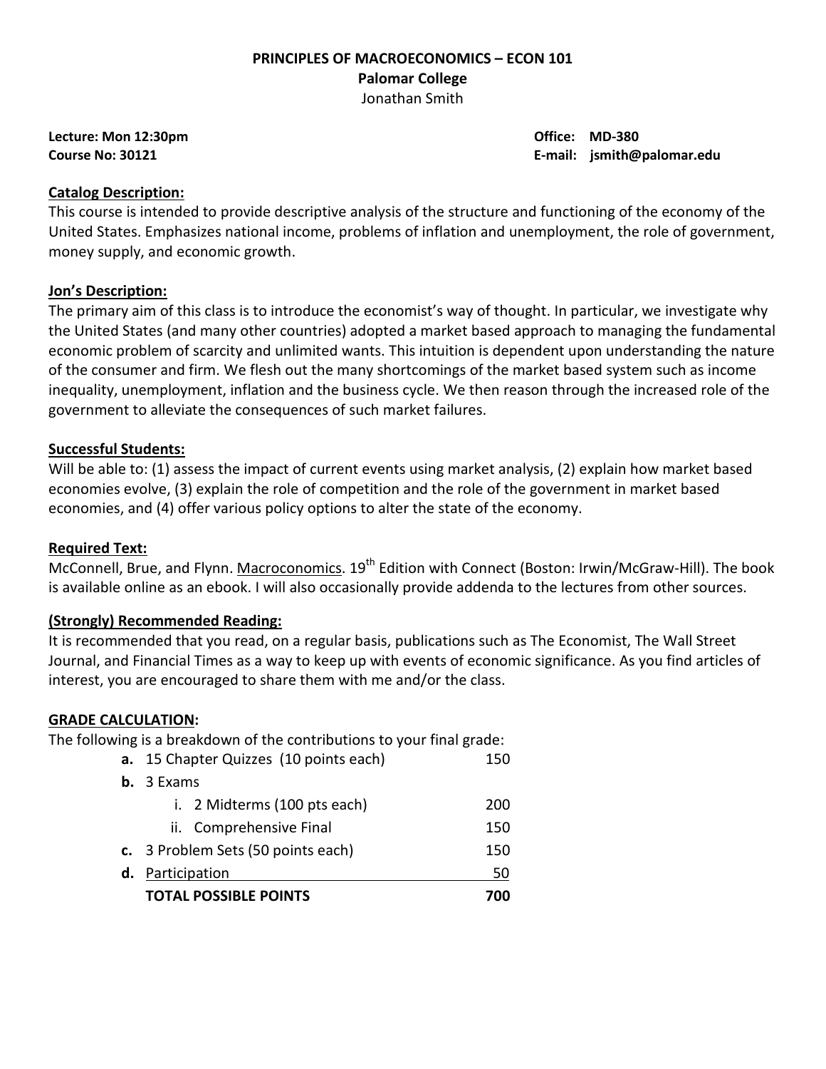# PRINCIPLES OF MACROECONOMICS – ECON 101

**Palomar College**

Jonathan Smith

**Lecture: Mon 12:30pm**
**Course No: 30121**

**Office: MD-380**
**E-mail: jsmith@palomar.edu**

## Catalog Description:

This course is intended to provide descriptive analysis of the structure and functioning of the economy of the United States. Emphasizes national income, problems of inflation and unemployment, the role of government, money supply, and economic growth.

## Jon's Description:

The primary aim of this class is to introduce the economist's way of thought. In particular, we investigate why the United States (and many other countries) adopted a market based approach to managing the fundamental economic problem of scarcity and unlimited wants. This intuition is dependent upon understanding the nature of the consumer and firm. We flesh out the many shortcomings of the market based system such as income inequality, unemployment, inflation and the business cycle. We then reason through the increased role of the government to alleviate the consequences of such market failures.

## Successful Students:

Will be able to: (1) assess the impact of current events using market analysis, (2) explain how market based economies evolve, (3) explain the role of competition and the role of the government in market based economies, and (4) offer various policy options to alter the state of the economy.

## Required Text:

McConnell, Brue, and Flynn. Macroconomics. 19th Edition with Connect (Boston: Irwin/McGraw-Hill). The book is available online as an ebook. I will also occasionally provide addenda to the lectures from other sources.

## (Strongly) Recommended Reading:

It is recommended that you read, on a regular basis, publications such as The Economist, The Wall Street Journal, and Financial Times as a way to keep up with events of economic significance. As you find articles of interest, you are encouraged to share them with me and/or the class.

## GRADE CALCULATION:

The following is a breakdown of the contributions to your final grade:

| | |
|---|---|
| **a.** 15 Chapter Quizzes (10 points each) | 150 |
| **b.** 3 Exams | |
| i. 2 Midterms (100 pts each) | 200 |
| ii. Comprehensive Final | 150 |
| **c.** 3 Problem Sets (50 points each) | 150 |
| **d.** Participation | 50 |
| **TOTAL POSSIBLE POINTS** | **700** |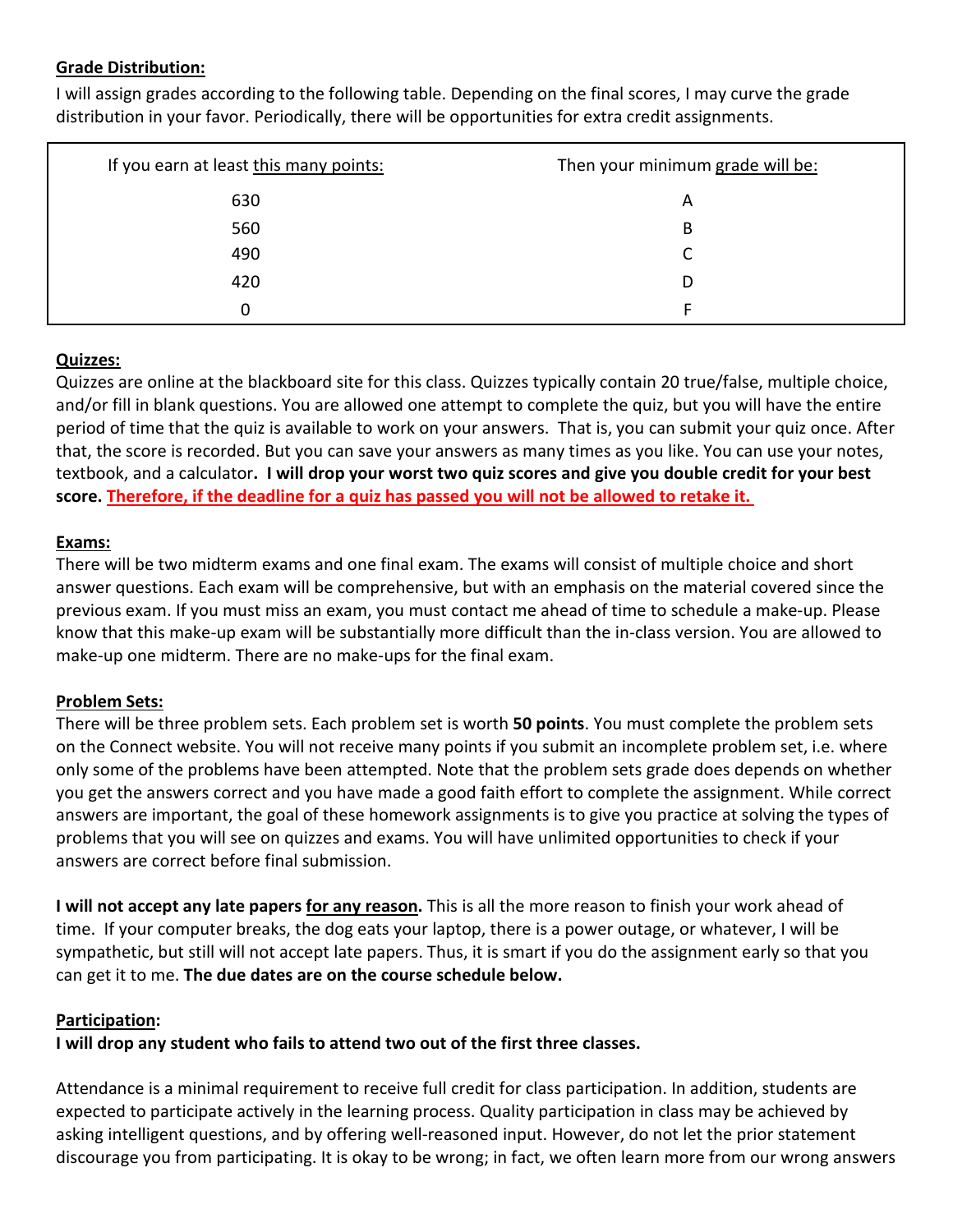**Grade Distribution:**

I will assign grades according to the following table. Depending on the final scores, I may curve the grade distribution in your favor. Periodically, there will be opportunities for extra credit assignments.

| If you earn at least this many points: | Then your minimum grade will be: |
|---|---|
| 630 | A |
| 560 | B |
| 490 | C |
| 420 | D |
| 0 | F |

**Quizzes:**

Quizzes are online at the blackboard site for this class. Quizzes typically contain 20 true/false, multiple choice, and/or fill in blank questions. You are allowed one attempt to complete the quiz, but you will have the entire period of time that the quiz is available to work on your answers. That is, you can submit your quiz once. After that, the score is recorded. But you can save your answers as many times as you like. You can use your notes, textbook, and a calculator**. I will drop your worst two quiz scores and give you double credit for your best score. Therefore, if the deadline for a quiz has passed you will not be allowed to retake it.**

**Exams:**

There will be two midterm exams and one final exam. The exams will consist of multiple choice and short answer questions. Each exam will be comprehensive, but with an emphasis on the material covered since the previous exam. If you must miss an exam, you must contact me ahead of time to schedule a make-up. Please know that this make-up exam will be substantially more difficult than the in-class version. You are allowed to make-up one midterm. There are no make-ups for the final exam.

**Problem Sets:**

There will be three problem sets. Each problem set is worth **50 points**. You must complete the problem sets on the Connect website. You will not receive many points if you submit an incomplete problem set, i.e. where only some of the problems have been attempted. Note that the problem sets grade does depends on whether you get the answers correct and you have made a good faith effort to complete the assignment. While correct answers are important, the goal of these homework assignments is to give you practice at solving the types of problems that you will see on quizzes and exams. You will have unlimited opportunities to check if your answers are correct before final submission.

**I will not accept any late papers for any reason.** This is all the more reason to finish your work ahead of time. If your computer breaks, the dog eats your laptop, there is a power outage, or whatever, I will be sympathetic, but still will not accept late papers. Thus, it is smart if you do the assignment early so that you can get it to me. **The due dates are on the course schedule below.**

**Participation:**

**I will drop any student who fails to attend two out of the first three classes.**

Attendance is a minimal requirement to receive full credit for class participation. In addition, students are expected to participate actively in the learning process. Quality participation in class may be achieved by asking intelligent questions, and by offering well-reasoned input. However, do not let the prior statement discourage you from participating. It is okay to be wrong; in fact, we often learn more from our wrong answers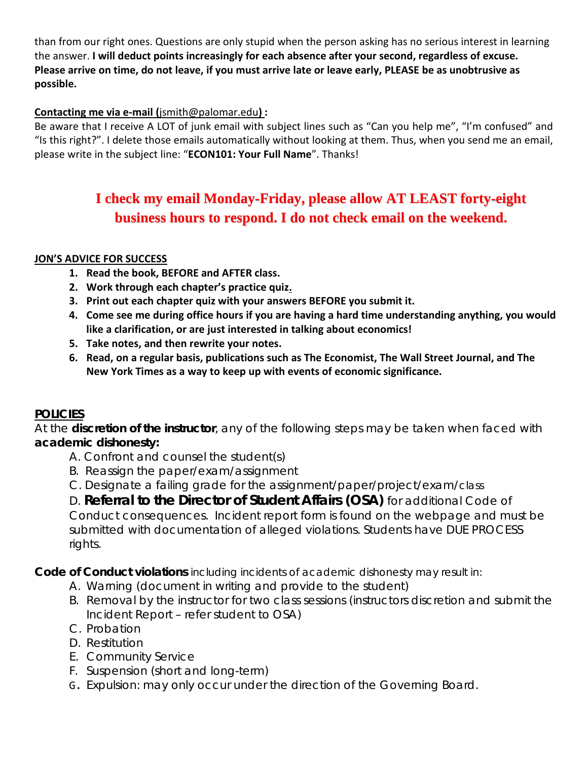than from our right ones. Questions are only stupid when the person asking has no serious interest in learning the answer. **I will deduct points increasingly for each absence after your second, regardless of excuse. Please arrive on time, do not leave, if you must arrive late or leave early, PLEASE be as unobtrusive as possible.**

**Contacting me via e-mail (**jsmith@palomar.edu**) :**

Be aware that I receive A LOT of junk email with subject lines such as "Can you help me", "I'm confused" and "Is this right?". I delete those emails automatically without looking at them. Thus, when you send me an email, please write in the subject line: "**ECON101: Your Full Name**". Thanks!

**I check my email Monday-Friday, please allow AT LEAST forty-eight business hours to respond. I do not check email on the weekend.**

**JON'S ADVICE FOR SUCCESS**

1. **Read the book, BEFORE and AFTER class.**
2. **Work through each chapter's practice quiz.**
3. **Print out each chapter quiz with your answers BEFORE you submit it.**
4. **Come see me during office hours if you are having a hard time understanding anything, you would like a clarification, or are just interested in talking about economics!**
5. **Take notes, and then rewrite your notes.**
6. **Read, on a regular basis, publications such as The Economist, The Wall Street Journal, and The New York Times as a way to keep up with events of economic significance.**

**POLICIES**

At the **discretion of the instructor**, any of the following steps may be taken when faced with **academic dishonesty:**

A. Confront and counsel the student(s)

B. Reassign the paper/exam/assignment

C. Designate a failing grade for the assignment/paper/project/exam/class

D. **Referral to the Director of Student Affairs (OSA)** for additional Code of Conduct consequences. Incident report form is found on the webpage and must be submitted with documentation of alleged violations. Students have DUE PROCESS rights.

**Code of Conduct violations** including incidents of academic dishonesty may result in:

A. Warning (document in writing and provide to the student)

B. Removal by the instructor for two class sessions (instructors discretion and submit the Incident Report – refer student to OSA)

C. Probation

D. Restitution

E. Community Service

F. Suspension (short and long-term)

G. Expulsion: may only occur under the direction of the Governing Board.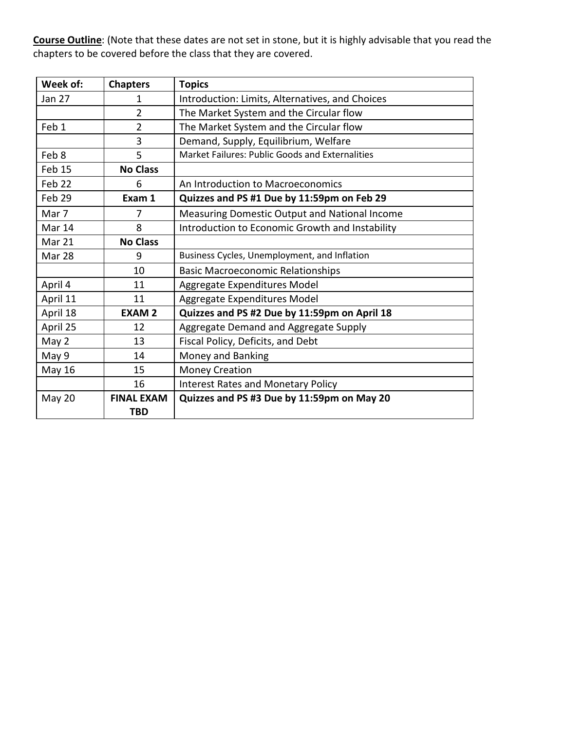**Course Outline**: (Note that these dates are not set in stone, but it is highly advisable that you read the chapters to be covered before the class that they are covered.

| Week of: | Chapters | Topics |
|---|---|---|
| Jan 27 | 1 | Introduction: Limits, Alternatives, and Choices |
| | 2 | The Market System and the Circular flow |
| Feb 1 | 2 | The Market System and the Circular flow |
| | 3 | Demand, Supply, Equilibrium, Welfare |
| Feb 8 | 5 | Market Failures: Public Goods and Externalities |
| Feb 15 | **No Class** | |
| Feb 22 | 6 | An Introduction to Macroeconomics |
| Feb 29 | **Exam 1** | **Quizzes and PS #1 Due by 11:59pm on Feb 29** |
| Mar 7 | 7 | Measuring Domestic Output and National Income |
| Mar 14 | 8 | Introduction to Economic Growth and Instability |
| Mar 21 | **No Class** | |
| Mar 28 | 9 | Business Cycles, Unemployment, and Inflation |
| | 10 | Basic Macroeconomic Relationships |
| April 4 | 11 | Aggregate Expenditures Model |
| April 11 | 11 | Aggregate Expenditures Model |
| April 18 | **EXAM 2** | **Quizzes and PS #2 Due by 11:59pm on April 18** |
| April 25 | 12 | Aggregate Demand and Aggregate Supply |
| May 2 | 13 | Fiscal Policy, Deficits, and Debt |
| May 9 | 14 | Money and Banking |
| May 16 | 15 | Money Creation |
| | 16 | Interest Rates and Monetary Policy |
| May 20 | **FINAL EXAM TBD** | **Quizzes and PS #3 Due by 11:59pm on May 20** |